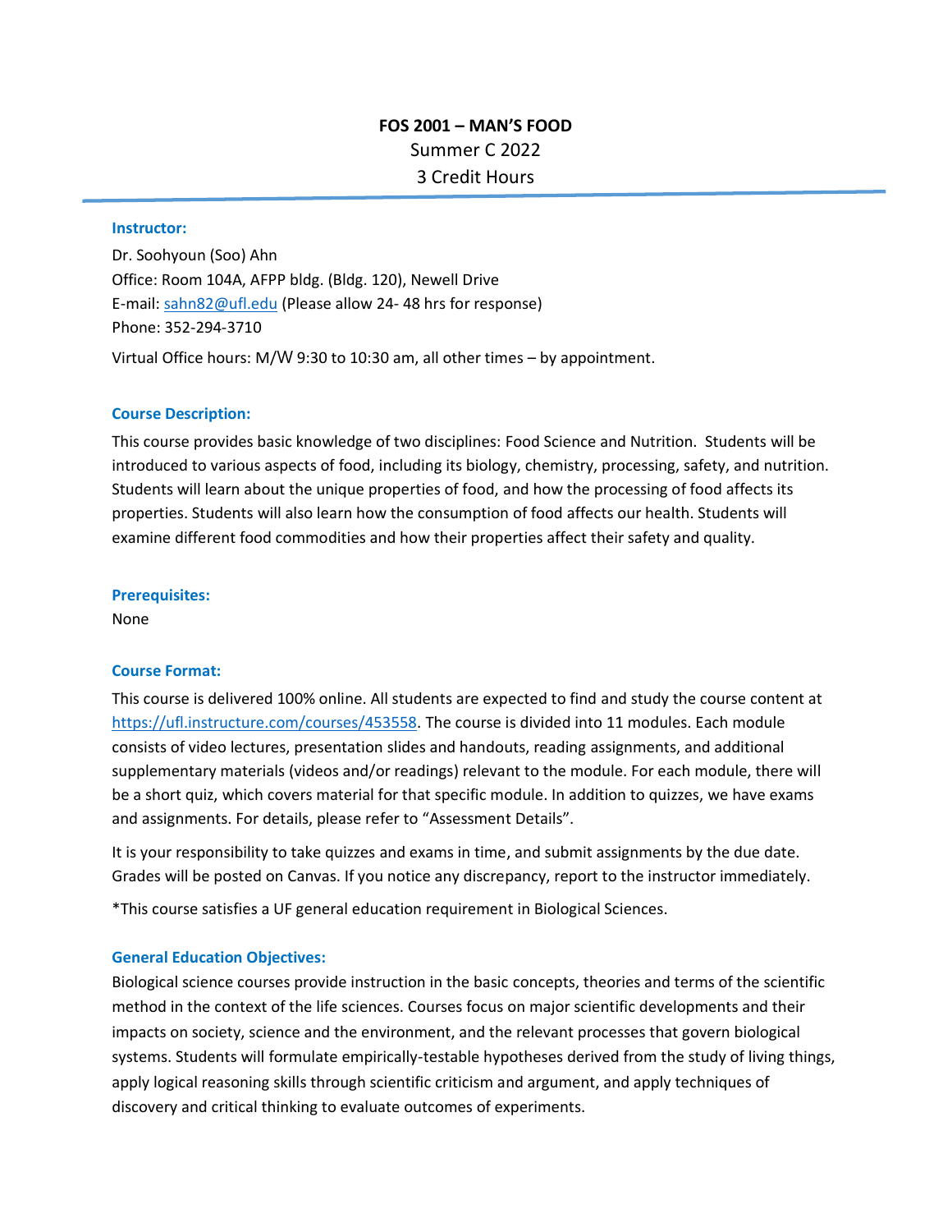# FOS 2001 – MAN'S FOOD

Summer C 2022

3 Credit Hours

## Instructor:

Dr. Soohyoun (Soo) Ahn

Office: Room 104A, AFPP bldg. (Bldg. 120), Newell Drive

E-mail: sahn82@ufl.edu (Please allow 24- 48 hrs for response)

Phone: 352-294-3710

Virtual Office hours: M/W 9:30 to 10:30 am, all other times – by appointment.

## Course Description:

This course provides basic knowledge of two disciplines: Food Science and Nutrition. Students will be introduced to various aspects of food, including its biology, chemistry, processing, safety, and nutrition. Students will learn about the unique properties of food, and how the processing of food affects its properties. Students will also learn how the consumption of food affects our health. Students will examine different food commodities and how their properties affect their safety and quality.

## Prerequisites:

None

## Course Format:

This course is delivered 100% online. All students are expected to find and study the course content at https://ufl.instructure.com/courses/453558. The course is divided into 11 modules. Each module consists of video lectures, presentation slides and handouts, reading assignments, and additional supplementary materials (videos and/or readings) relevant to the module. For each module, there will be a short quiz, which covers material for that specific module. In addition to quizzes, we have exams and assignments. For details, please refer to "Assessment Details".

It is your responsibility to take quizzes and exams in time, and submit assignments by the due date. Grades will be posted on Canvas. If you notice any discrepancy, report to the instructor immediately.

*This course satisfies a UF general education requirement in Biological Sciences.

## General Education Objectives:

Biological science courses provide instruction in the basic concepts, theories and terms of the scientific method in the context of the life sciences. Courses focus on major scientific developments and their impacts on society, science and the environment, and the relevant processes that govern biological systems. Students will formulate empirically-testable hypotheses derived from the study of living things, apply logical reasoning skills through scientific criticism and argument, and apply techniques of discovery and critical thinking to evaluate outcomes of experiments.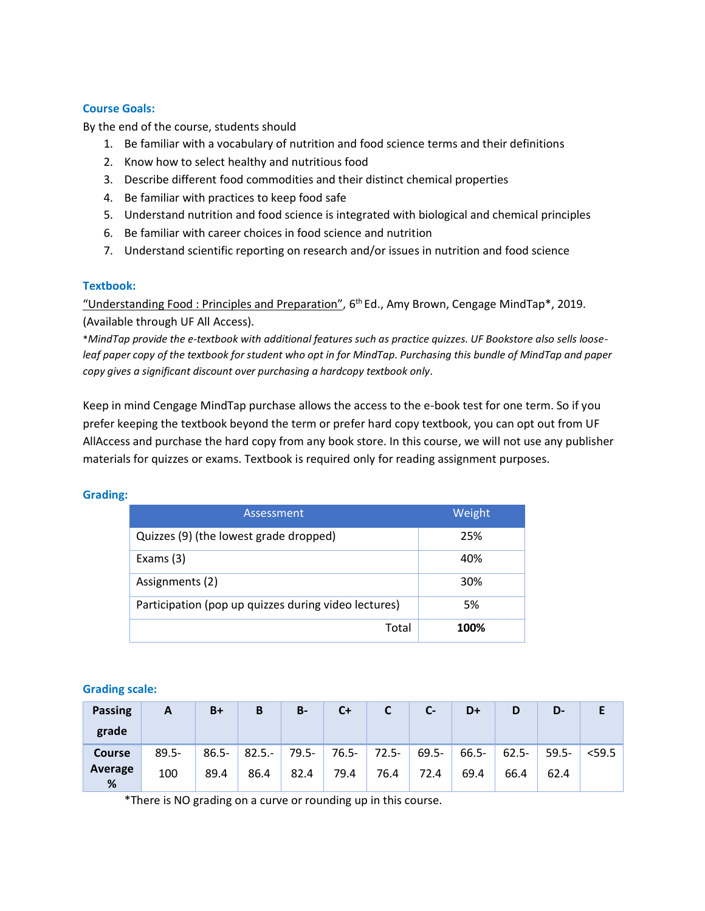### Course Goals:

By the end of the course, students should

1. Be familiar with a vocabulary of nutrition and food science terms and their definitions
2. Know how to select healthy and nutritious food
3. Describe different food commodities and their distinct chemical properties
4. Be familiar with practices to keep food safe
5. Understand nutrition and food science is integrated with biological and chemical principles
6. Be familiar with career choices in food science and nutrition
7. Understand scientific reporting on research and/or issues in nutrition and food science

### Textbook:

"Understanding Food : Principles and Preparation", 6th Ed., Amy Brown, Cengage MindTap*, 2019. (Available through UF All Access).

**MindTap provide the e-textbook with additional features such as practice quizzes. UF Bookstore also sells loose-leaf paper copy of the textbook for student who opt in for MindTap. Purchasing this bundle of MindTap and paper copy gives a significant discount over purchasing a hardcopy textbook only.*

Keep in mind Cengage MindTap purchase allows the access to the e-book test for one term. So if you prefer keeping the textbook beyond the term or prefer hard copy textbook, you can opt out from UF AllAccess and purchase the hard copy from any book store. In this course, we will not use any publisher materials for quizzes or exams. Textbook is required only for reading assignment purposes.

### Grading:

| Assessment | Weight |
|---|---|
| Quizzes (9) (the lowest grade dropped) | 25% |
| Exams (3) | 40% |
| Assignments (2) | 30% |
| Participation (pop up quizzes during video lectures) | 5% |
| Total | **100%** |

### Grading scale:

| Passing grade | A | B+ | B | B- | C+ | C | C- | D+ | D | D- | E |
|---|---|---|---|---|---|---|---|---|---|---|---|
| Course Average % | 89.5-100 | 86.5-89.4 | 82.5.-86.4 | 79.5-82.4 | 76.5-79.4 | 72.5-76.4 | 69.5-72.4 | 66.5-69.4 | 62.5-66.4 | 59.5-62.4 | <59.5 |

*There is NO grading on a curve or rounding up in this course.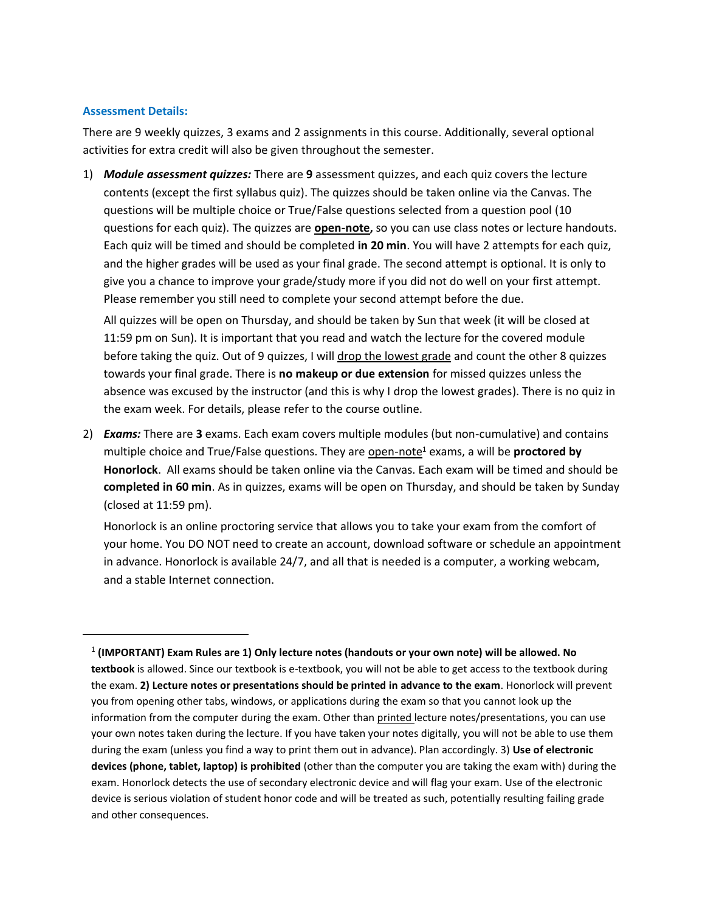### Assessment Details:

There are 9 weekly quizzes, 3 exams and 2 assignments in this course. Additionally, several optional activities for extra credit will also be given throughout the semester.

1) ***Module assessment quizzes:*** There are **9** assessment quizzes, and each quiz covers the lecture contents (except the first syllabus quiz). The quizzes should be taken online via the Canvas. The questions will be multiple choice or True/False questions selected from a question pool (10 questions for each quiz). The quizzes are **open-note,** so you can use class notes or lecture handouts. Each quiz will be timed and should be completed **in 20 min**. You will have 2 attempts for each quiz, and the higher grades will be used as your final grade. The second attempt is optional. It is only to give you a chance to improve your grade/study more if you did not do well on your first attempt. Please remember you still need to complete your second attempt before the due.

   All quizzes will be open on Thursday, and should be taken by Sun that week (it will be closed at 11:59 pm on Sun). It is important that you read and watch the lecture for the covered module before taking the quiz. Out of 9 quizzes, I will drop the lowest grade and count the other 8 quizzes towards your final grade. There is **no makeup or due extension** for missed quizzes unless the absence was excused by the instructor (and this is why I drop the lowest grades). There is no quiz in the exam week. For details, please refer to the course outline.

2) ***Exams:*** There are **3** exams. Each exam covers multiple modules (but non-cumulative) and contains multiple choice and True/False questions. They are open-note[1] exams, a will be **proctored by Honorlock**. All exams should be taken online via the Canvas. Each exam will be timed and should be **completed in 60 min**. As in quizzes, exams will be open on Thursday, and should be taken by Sunday (closed at 11:59 pm).

   Honorlock is an online proctoring service that allows you to take your exam from the comfort of your home. You DO NOT need to create an account, download software or schedule an appointment in advance. Honorlock is available 24/7, and all that is needed is a computer, a working webcam, and a stable Internet connection.

---

[1] **(IMPORTANT) Exam Rules are 1) Only lecture notes (handouts or your own note) will be allowed. No textbook** is allowed. Since our textbook is e-textbook, you will not be able to get access to the textbook during the exam. **2) Lecture notes or presentations should be printed in advance to the exam**. Honorlock will prevent you from opening other tabs, windows, or applications during the exam so that you cannot look up the information from the computer during the exam. Other than printed lecture notes/presentations, you can use your own notes taken during the lecture. If you have taken your notes digitally, you will not be able to use them during the exam (unless you find a way to print them out in advance). Plan accordingly. 3) **Use of electronic devices (phone, tablet, laptop) is prohibited** (other than the computer you are taking the exam with) during the exam. Honorlock detects the use of secondary electronic device and will flag your exam. Use of the electronic device is serious violation of student honor code and will be treated as such, potentially resulting failing grade and other consequences.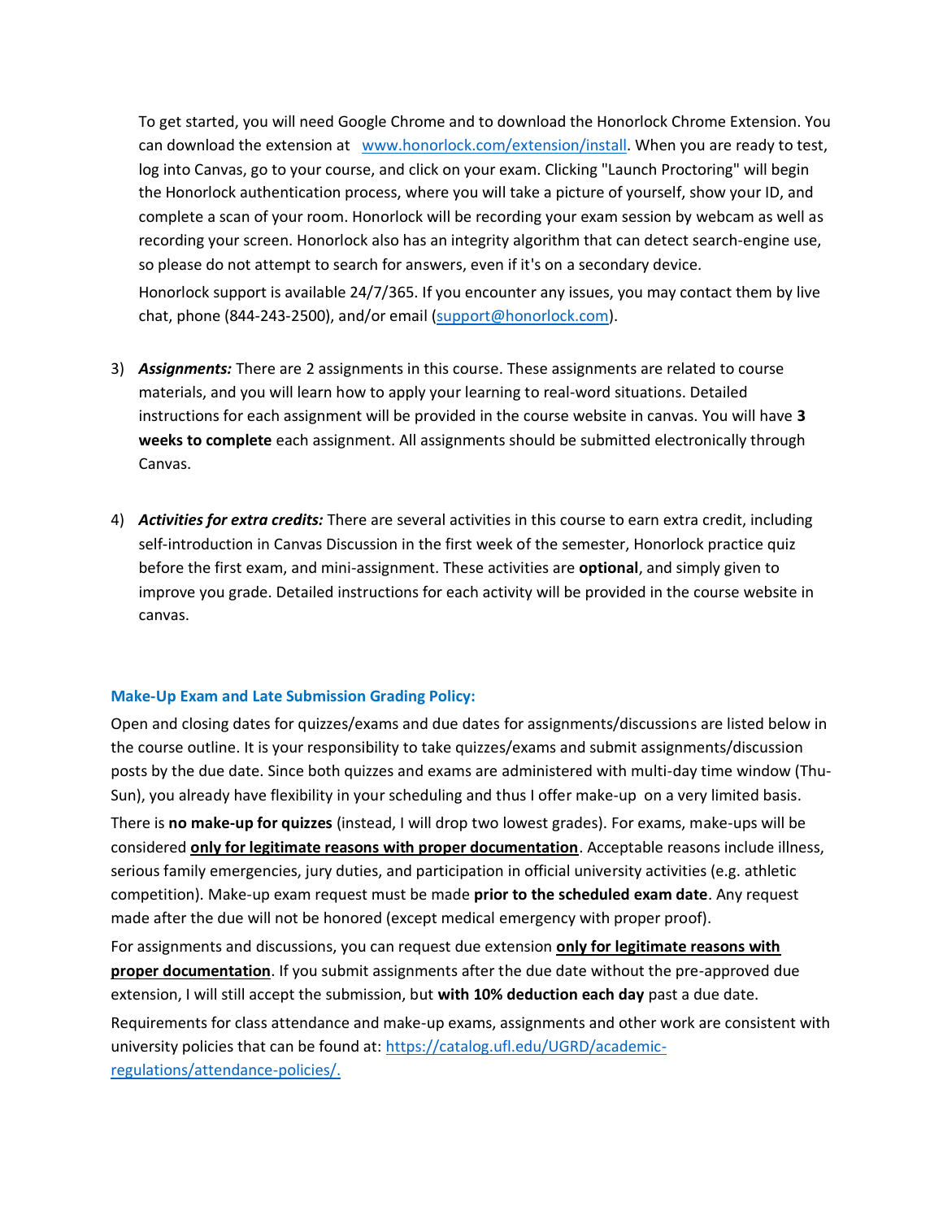To get started, you will need Google Chrome and to download the Honorlock Chrome Extension. You can download the extension at [www.honorlock.com/extension/install](www.honorlock.com/extension/install). When you are ready to test, log into Canvas, go to your course, and click on your exam. Clicking "Launch Proctoring" will begin the Honorlock authentication process, where you will take a picture of yourself, show your ID, and complete a scan of your room. Honorlock will be recording your exam session by webcam as well as recording your screen. Honorlock also has an integrity algorithm that can detect search-engine use, so please do not attempt to search for answers, even if it's on a secondary device.

Honorlock support is available 24/7/365. If you encounter any issues, you may contact them by live chat, phone (844-243-2500), and/or email (support@honorlock.com).

3) ***Assignments:*** There are 2 assignments in this course. These assignments are related to course materials, and you will learn how to apply your learning to real-word situations. Detailed instructions for each assignment will be provided in the course website in canvas. You will have **3 weeks to complete** each assignment. All assignments should be submitted electronically through Canvas.

4) ***Activities for extra credits:*** There are several activities in this course to earn extra credit, including self-introduction in Canvas Discussion in the first week of the semester, Honorlock practice quiz before the first exam, and mini-assignment. These activities are **optional**, and simply given to improve you grade. Detailed instructions for each activity will be provided in the course website in canvas.

### Make-Up Exam and Late Submission Grading Policy:

Open and closing dates for quizzes/exams and due dates for assignments/discussions are listed below in the course outline. It is your responsibility to take quizzes/exams and submit assignments/discussion posts by the due date. Since both quizzes and exams are administered with multi-day time window (Thu-Sun), you already have flexibility in your scheduling and thus I offer make-up on a very limited basis.

There is **no make-up for quizzes** (instead, I will drop two lowest grades). For exams, make-ups will be considered **only for legitimate reasons with proper documentation**. Acceptable reasons include illness, serious family emergencies, jury duties, and participation in official university activities (e.g. athletic competition). Make-up exam request must be made **prior to the scheduled exam date**. Any request made after the due will not be honored (except medical emergency with proper proof).

For assignments and discussions, you can request due extension **only for legitimate reasons with proper documentation**. If you submit assignments after the due date without the pre-approved due extension, I will still accept the submission, but **with 10% deduction each day** past a due date.

Requirements for class attendance and make-up exams, assignments and other work are consistent with university policies that can be found at: [https://catalog.ufl.edu/UGRD/academic-regulations/attendance-policies/.](https://catalog.ufl.edu/UGRD/academic-regulations/attendance-policies/)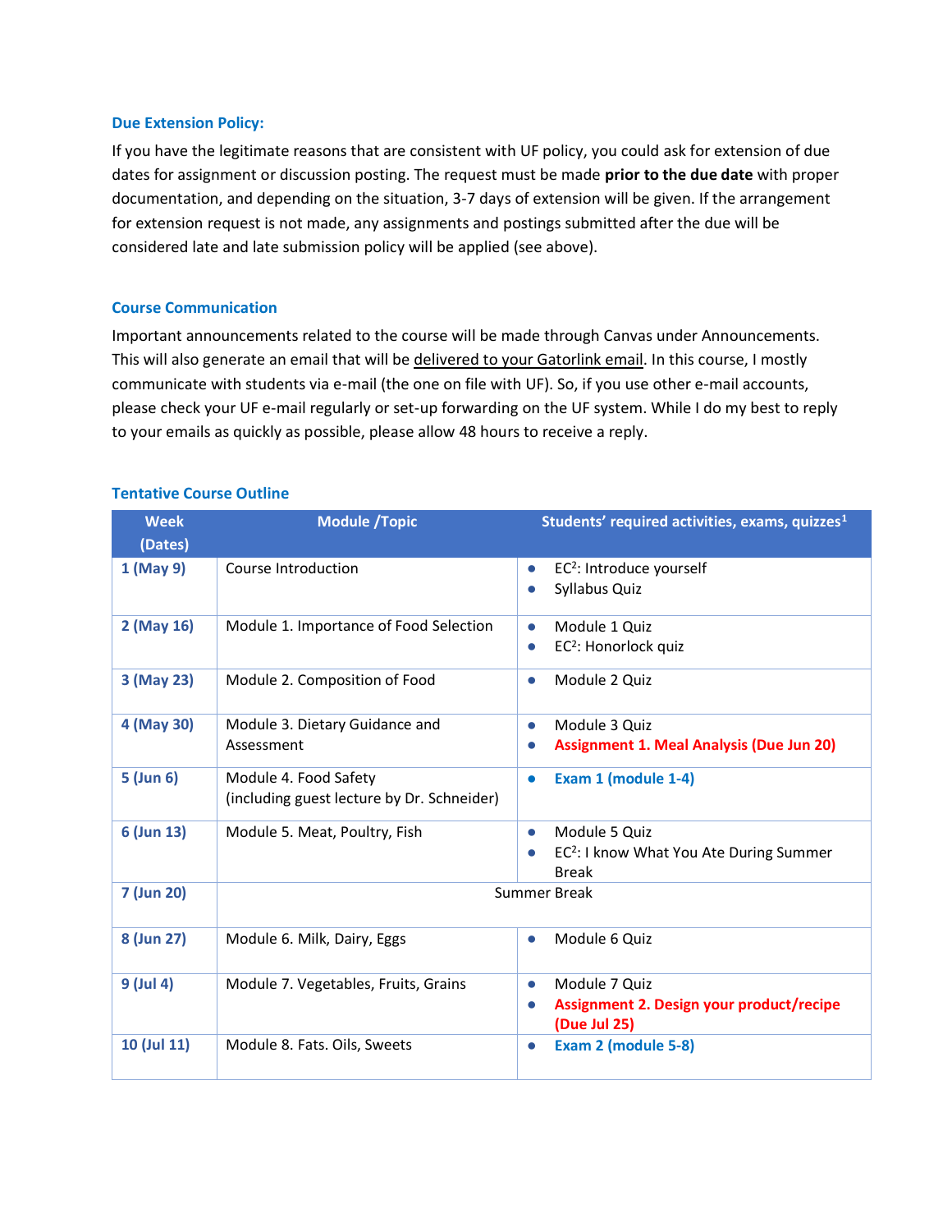### Due Extension Policy:

If you have the legitimate reasons that are consistent with UF policy, you could ask for extension of due dates for assignment or discussion posting. The request must be made **prior to the due date** with proper documentation, and depending on the situation, 3-7 days of extension will be given. If the arrangement for extension request is not made, any assignments and postings submitted after the due will be considered late and late submission policy will be applied (see above).

### Course Communication

Important announcements related to the course will be made through Canvas under Announcements. This will also generate an email that will be delivered to your Gatorlink email. In this course, I mostly communicate with students via e-mail (the one on file with UF). So, if you use other e-mail accounts, please check your UF e-mail regularly or set-up forwarding on the UF system. While I do my best to reply to your emails as quickly as possible, please allow 48 hours to receive a reply.

### Tentative Course Outline

| Week (Dates) | Module /Topic | Students' required activities, exams, quizzes[1] |
|---|---|---|
| **1 (May 9)** | Course Introduction | • EC[2]: Introduce yourself<br>• Syllabus Quiz |
| **2 (May 16)** | Module 1. Importance of Food Selection | • Module 1 Quiz<br>• EC[2]: Honorlock quiz |
| **3 (May 23)** | Module 2. Composition of Food | • Module 2 Quiz |
| **4 (May 30)** | Module 3. Dietary Guidance and Assessment | • Module 3 Quiz<br>• **Assignment 1. Meal Analysis (Due Jun 20)** |
| **5 (Jun 6)** | Module 4. Food Safety (including guest lecture by Dr. Schneider) | • **Exam 1 (module 1-4)** |
| **6 (Jun 13)** | Module 5. Meat, Poultry, Fish | • Module 5 Quiz<br>• EC[2]: I know What You Ate During Summer Break |
| **7 (Jun 20)** | Summer Break | |
| **8 (Jun 27)** | Module 6. Milk, Dairy, Eggs | • Module 6 Quiz |
| **9 (Jul 4)** | Module 7. Vegetables, Fruits, Grains | • Module 7 Quiz<br>• **Assignment 2. Design your product/recipe (Due Jul 25)** |
| **10 (Jul 11)** | Module 8. Fats. Oils, Sweets | • **Exam 2 (module 5-8)** |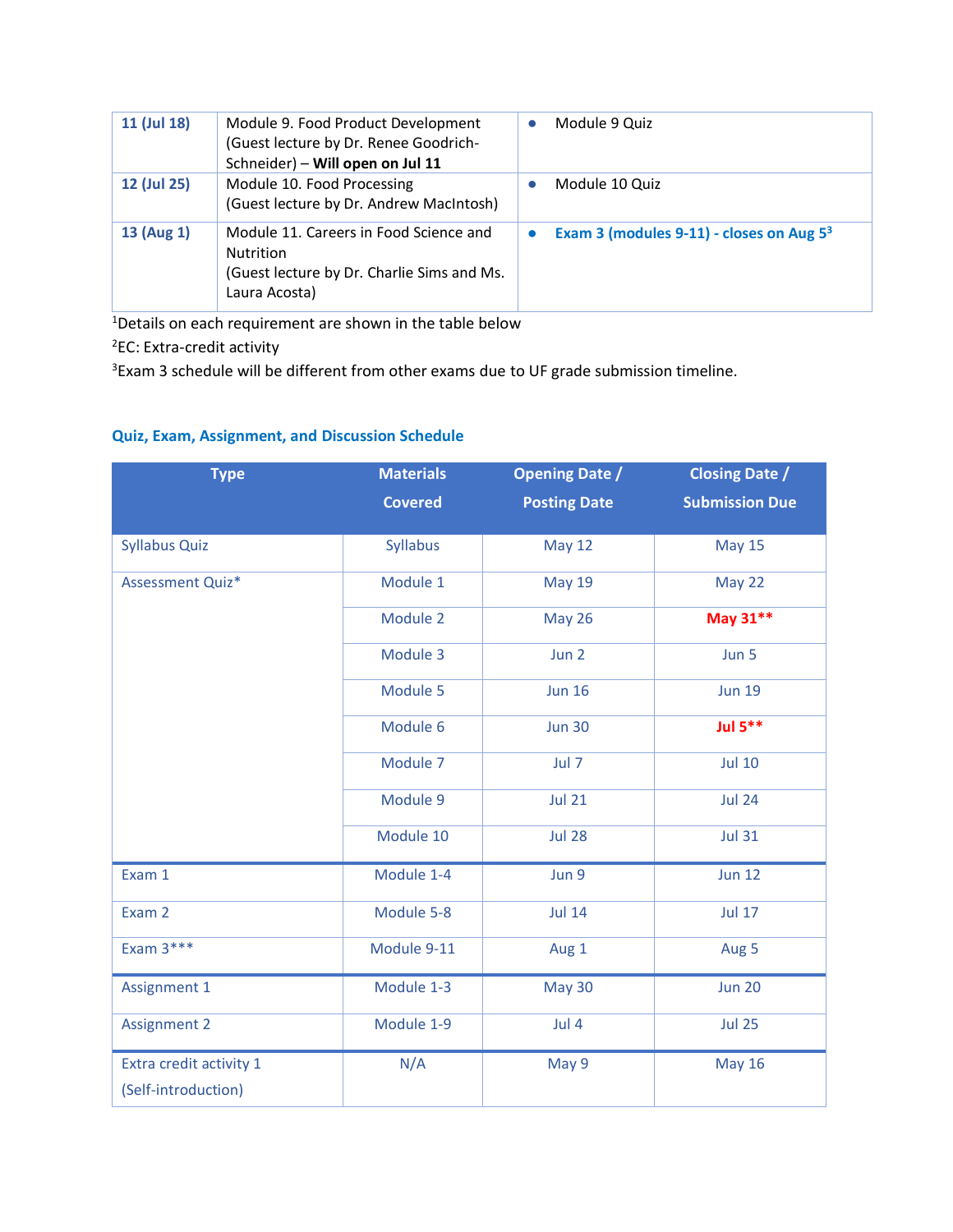| 11 (Jul 18) | Module 9. Food Product Development (Guest lecture by Dr. Renee Goodrich-Schneider) – **Will open on Jul 11** | • Module 9 Quiz |
|---|---|---|
| 12 (Jul 25) | Module 10. Food Processing (Guest lecture by Dr. Andrew MacIntosh) | • Module 10 Quiz |
| 13 (Aug 1) | Module 11. Careers in Food Science and Nutrition (Guest lecture by Dr. Charlie Sims and Ms. Laura Acosta) | • **Exam 3 (modules 9-11) - closes on Aug 5**[3] |

[1]Details on each requirement are shown in the table below

[2]EC: Extra-credit activity

[3]Exam 3 schedule will be different from other exams due to UF grade submission timeline.

### Quiz, Exam, Assignment, and Discussion Schedule

| Type | Materials Covered | Opening Date / Posting Date | Closing Date / Submission Due |
|---|---|---|---|
| Syllabus Quiz | Syllabus | May 12 | May 15 |
| Assessment Quiz* | Module 1 | May 19 | May 22 |
| | Module 2 | May 26 | **May 31**** |
| | Module 3 | Jun 2 | Jun 5 |
| | Module 5 | Jun 16 | Jun 19 |
| | Module 6 | Jun 30 | **Jul 5**** |
| | Module 7 | Jul 7 | Jul 10 |
| | Module 9 | Jul 21 | Jul 24 |
| | Module 10 | Jul 28 | Jul 31 |
| Exam 1 | Module 1-4 | Jun 9 | Jun 12 |
| Exam 2 | Module 5-8 | Jul 14 | Jul 17 |
| Exam 3*** | Module 9-11 | Aug 1 | Aug 5 |
| Assignment 1 | Module 1-3 | May 30 | Jun 20 |
| Assignment 2 | Module 1-9 | Jul 4 | Jul 25 |
| Extra credit activity 1 (Self-introduction) | N/A | May 9 | May 16 |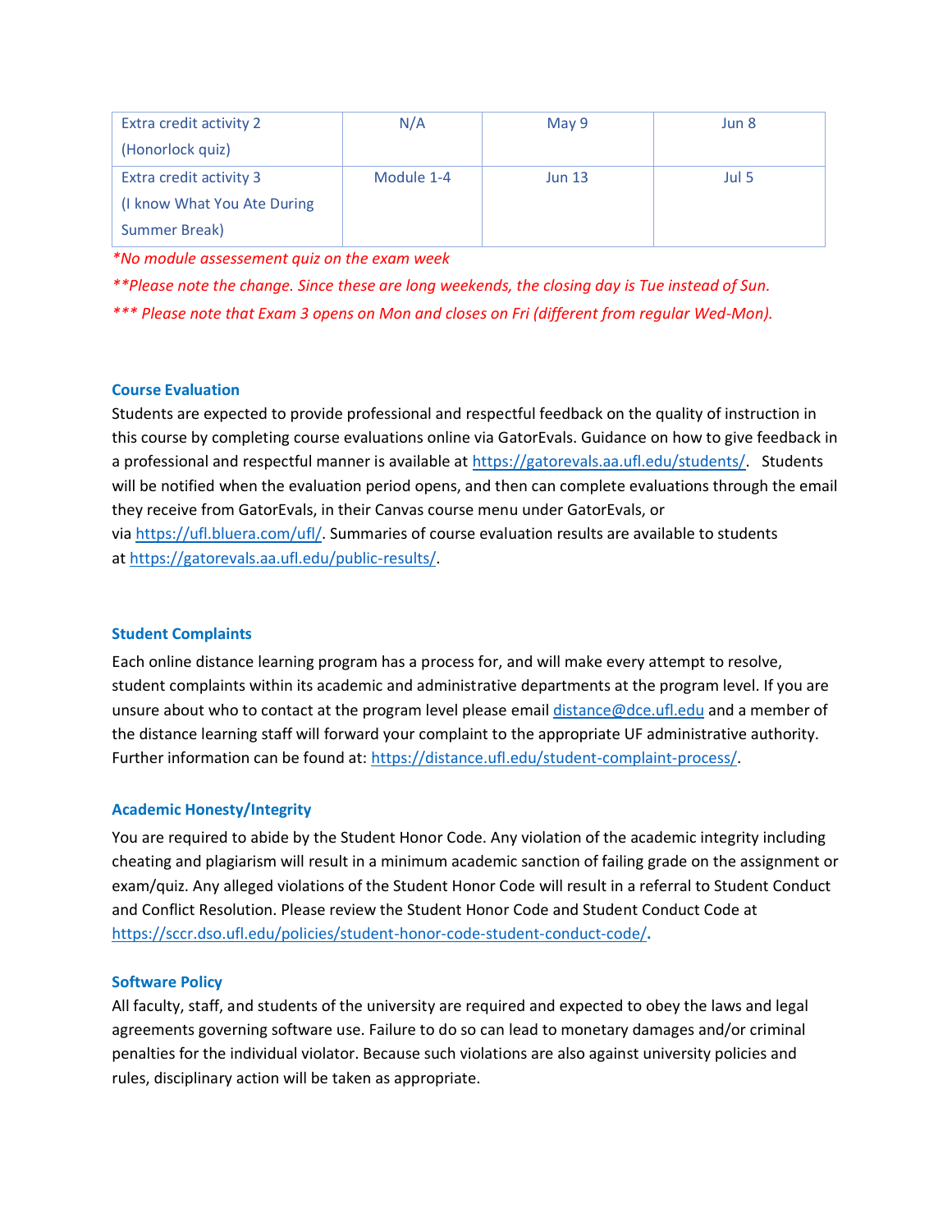| Extra credit activity 2 (Honorlock quiz) | N/A | May 9 | Jun 8 |
| --- | --- | --- | --- |
| Extra credit activity 3 (I know What You Ate During Summer Break) | Module 1-4 | Jun 13 | Jul 5 |

**\*No module assessement quiz on the exam week*

***\*\*Please note the change. Since these are long weekends, the closing day is Tue instead of Sun.*

**\*\*\* Please note that Exam 3 opens on Mon and closes on Fri (different from regular Wed-Mon).*

### Course Evaluation

Students are expected to provide professional and respectful feedback on the quality of instruction in this course by completing course evaluations online via GatorEvals. Guidance on how to give feedback in a professional and respectful manner is available at https://gatorevals.aa.ufl.edu/students/. Students will be notified when the evaluation period opens, and then can complete evaluations through the email they receive from GatorEvals, in their Canvas course menu under GatorEvals, or via https://ufl.bluera.com/ufl/. Summaries of course evaluation results are available to students at https://gatorevals.aa.ufl.edu/public-results/.

### Student Complaints

Each online distance learning program has a process for, and will make every attempt to resolve, student complaints within its academic and administrative departments at the program level. If you are unsure about who to contact at the program level please email distance@dce.ufl.edu and a member of the distance learning staff will forward your complaint to the appropriate UF administrative authority. Further information can be found at: https://distance.ufl.edu/student-complaint-process/.

### Academic Honesty/Integrity

You are required to abide by the Student Honor Code. Any violation of the academic integrity including cheating and plagiarism will result in a minimum academic sanction of failing grade on the assignment or exam/quiz. Any alleged violations of the Student Honor Code will result in a referral to Student Conduct and Conflict Resolution. Please review the Student Honor Code and Student Conduct Code at https://sccr.dso.ufl.edu/policies/student-honor-code-student-conduct-code/.

### Software Policy

All faculty, staff, and students of the university are required and expected to obey the laws and legal agreements governing software use. Failure to do so can lead to monetary damages and/or criminal penalties for the individual violator. Because such violations are also against university policies and rules, disciplinary action will be taken as appropriate.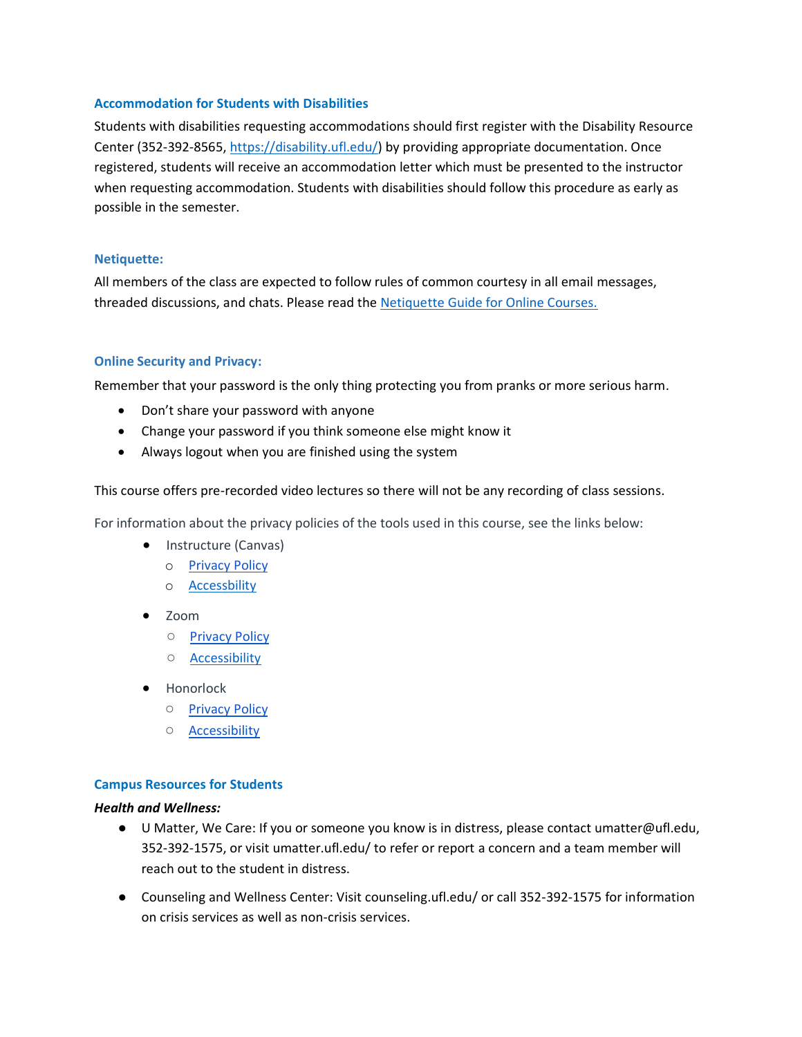### Accommodation for Students with Disabilities

Students with disabilities requesting accommodations should first register with the Disability Resource Center (352-392-8565, [https://disability.ufl.edu/](https://disability.ufl.edu/)) by providing appropriate documentation. Once registered, students will receive an accommodation letter which must be presented to the instructor when requesting accommodation. Students with disabilities should follow this procedure as early as possible in the semester.

### Netiquette:

All members of the class are expected to follow rules of common courtesy in all email messages, threaded discussions, and chats. Please read the Netiquette Guide for Online Courses.

### Online Security and Privacy:

Remember that your password is the only thing protecting you from pranks or more serious harm.

- Don't share your password with anyone
- Change your password if you think someone else might know it
- Always logout when you are finished using the system

This course offers pre-recorded video lectures so there will not be any recording of class sessions.

For information about the privacy policies of the tools used in this course, see the links below:

- Instructure (Canvas)
  - Privacy Policy
  - Accessbility
- Zoom
  - Privacy Policy
  - Accessibility
- Honorlock
  - Privacy Policy
  - Accessibility

### Campus Resources for Students

***Health and Wellness:***

- U Matter, We Care: If you or someone you know is in distress, please contact umatter@ufl.edu, 352-392-1575, or visit umatter.ufl.edu/ to refer or report a concern and a team member will reach out to the student in distress.
- Counseling and Wellness Center: Visit counseling.ufl.edu/ or call 352-392-1575 for information on crisis services as well as non-crisis services.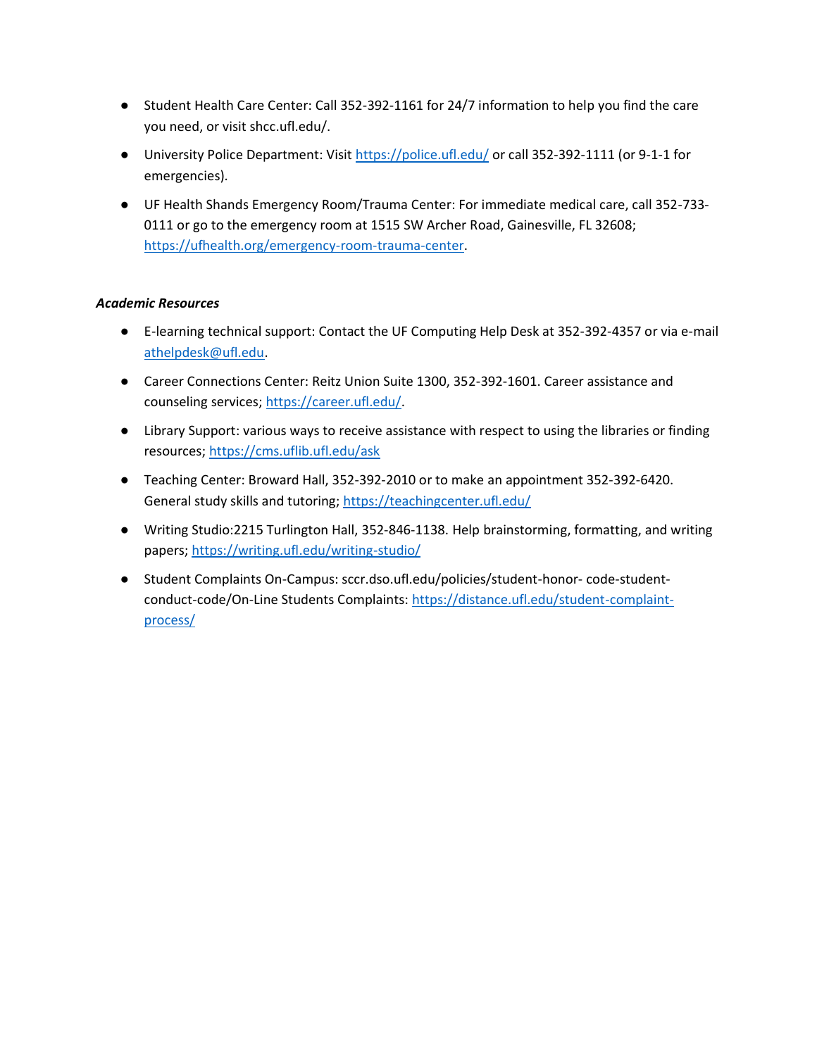- Student Health Care Center: Call 352-392-1161 for 24/7 information to help you find the care you need, or visit shcc.ufl.edu/.
- University Police Department: Visit https://police.ufl.edu/ or call 352-392-1111 (or 9-1-1 for emergencies).
- UF Health Shands Emergency Room/Trauma Center: For immediate medical care, call 352-733-0111 or go to the emergency room at 1515 SW Archer Road, Gainesville, FL 32608; https://ufhealth.org/emergency-room-trauma-center.

***Academic Resources***

- E-learning technical support: Contact the UF Computing Help Desk at 352-392-4357 or via e-mail athelpdesk@ufl.edu.
- Career Connections Center: Reitz Union Suite 1300, 352-392-1601. Career assistance and counseling services; https://career.ufl.edu/.
- Library Support: various ways to receive assistance with respect to using the libraries or finding resources; https://cms.uflib.ufl.edu/ask
- Teaching Center: Broward Hall, 352-392-2010 or to make an appointment 352-392-6420. General study skills and tutoring; https://teachingcenter.ufl.edu/
- Writing Studio:2215 Turlington Hall, 352-846-1138. Help brainstorming, formatting, and writing papers; https://writing.ufl.edu/writing-studio/
- Student Complaints On-Campus: sccr.dso.ufl.edu/policies/student-honor- code-student-conduct-code/On-Line Students Complaints: https://distance.ufl.edu/student-complaint-process/